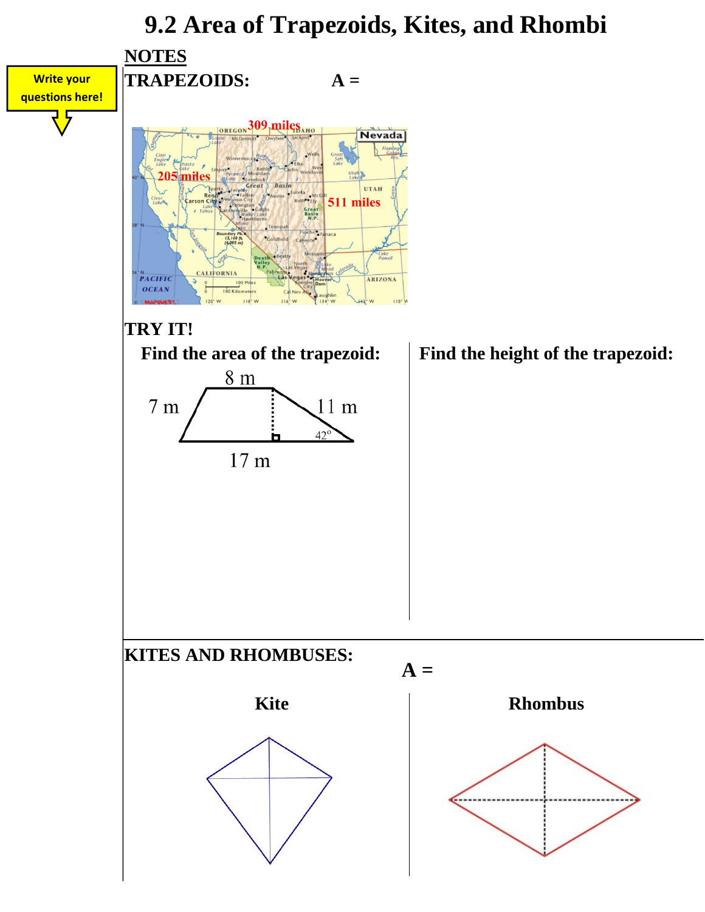# 9.2 Area of Trapezoids, Kites, and Rhombi

Write your questions here!

## NOTES

**TRAPEZOIDS:** **A =**

309 miles

205 miles

511 miles

Nevada

**TRY IT!**

**Find the area of the trapezoid:**

8 m

7 m

11 m

42°

17 m

**Find the height of the trapezoid:**

**KITES AND RHOMBUSES:**

**A =**

**Kite**

**Rhombus**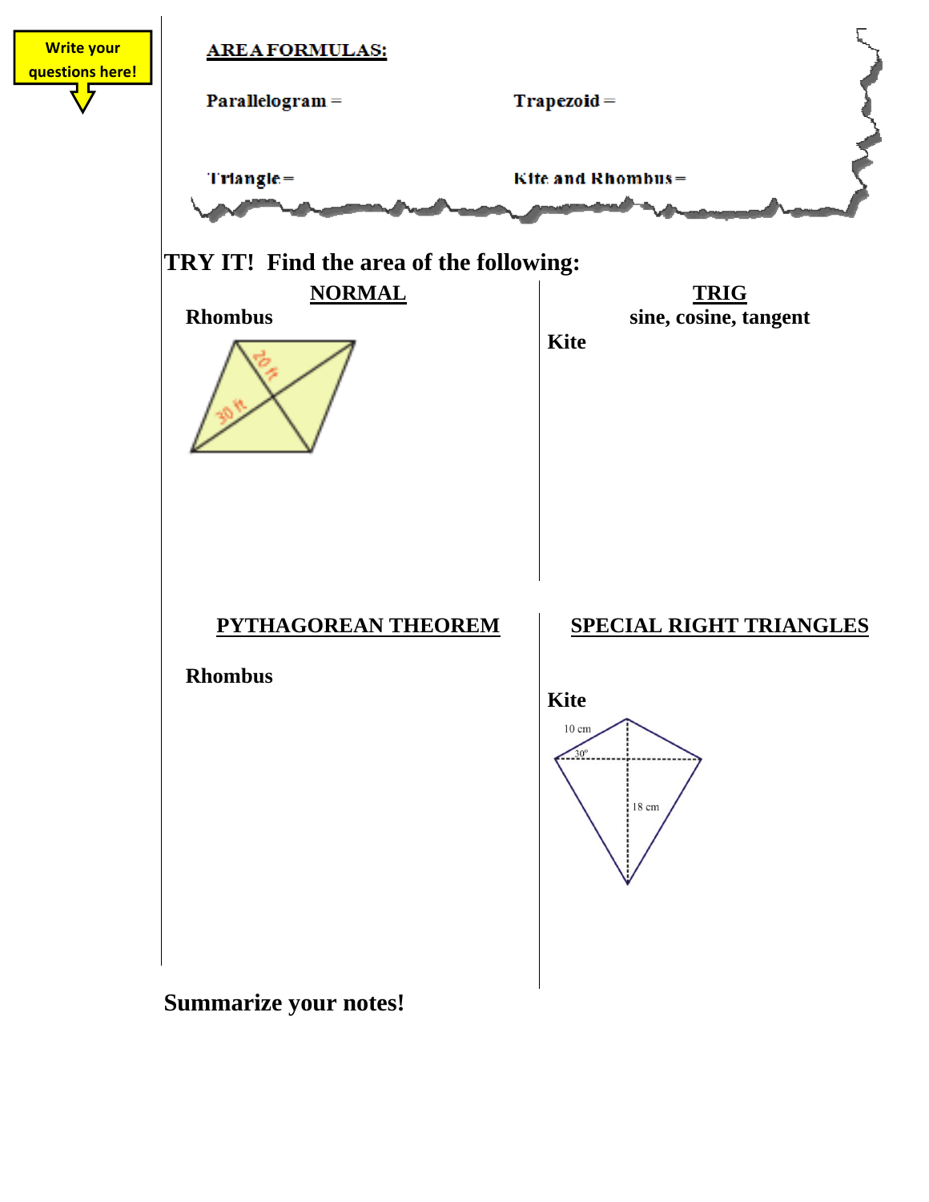Write your questions here!

**AREA FORMULAS:**

**Parallelogram =**

**Trapezoid =**

**Triangle =**

**Kite and Rhombus =**

## TRY IT! Find the area of the following:

### NORMAL

**Rhombus**

20 ft

30 ft

### TRIG

**sine, cosine, tangent**

**Kite**

### PYTHAGOREAN THEOREM

**Rhombus**

### SPECIAL RIGHT TRIANGLES

**Kite**

10 cm

30°

18 cm

## Summarize your notes!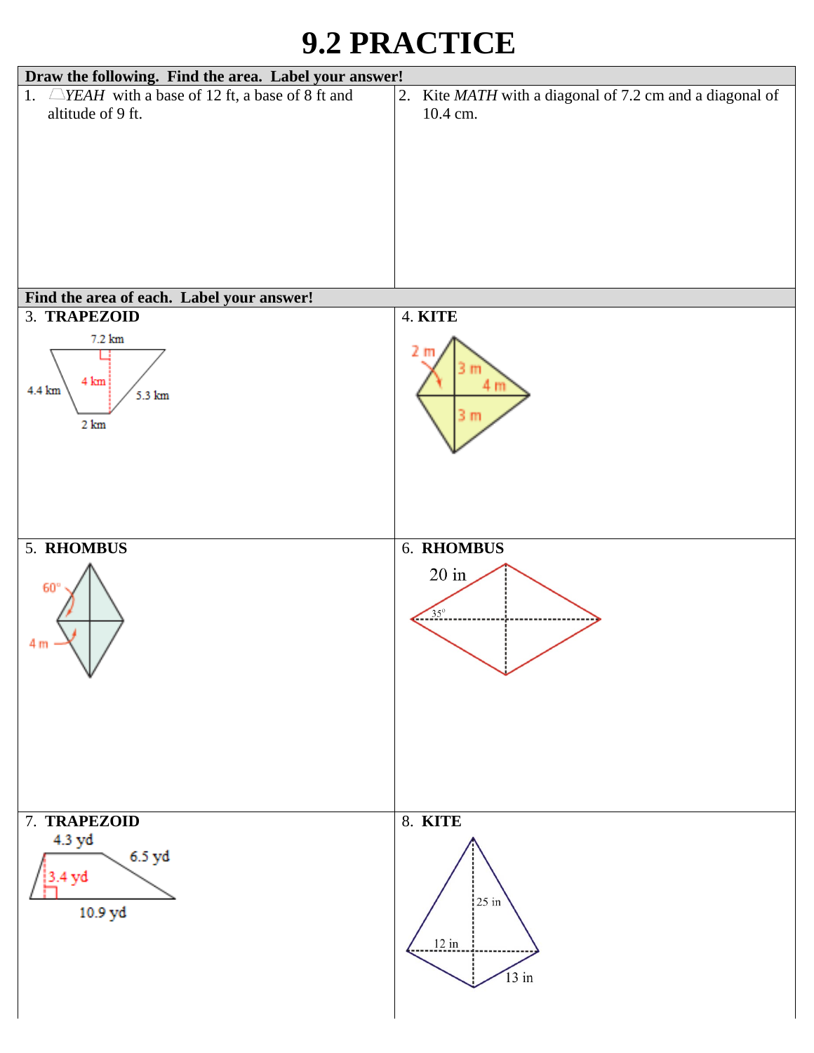# 9.2 PRACTICE

**Draw the following. Find the area. Label your answer!**

1. ⏢*YEAH* with a base of 12 ft, a base of 8 ft and altitude of 9 ft.

2. Kite *MATH* with a diagonal of 7.2 cm and a diagonal of 10.4 cm.

**Find the area of each. Label your answer!**

3. **TRAPEZOID**

7.2 km, 4 km, 4.4 km, 5.3 km, 2 km

4. **KITE**

2 m, 3 m, 4 m, 3 m

5. **RHOMBUS**

60°, 4 m

6. **RHOMBUS**

20 in, 35°

7. **TRAPEZOID**

4.3 yd, 6.5 yd, 3.4 yd, 10.9 yd

8. **KITE**

25 in, 12 in, 13 in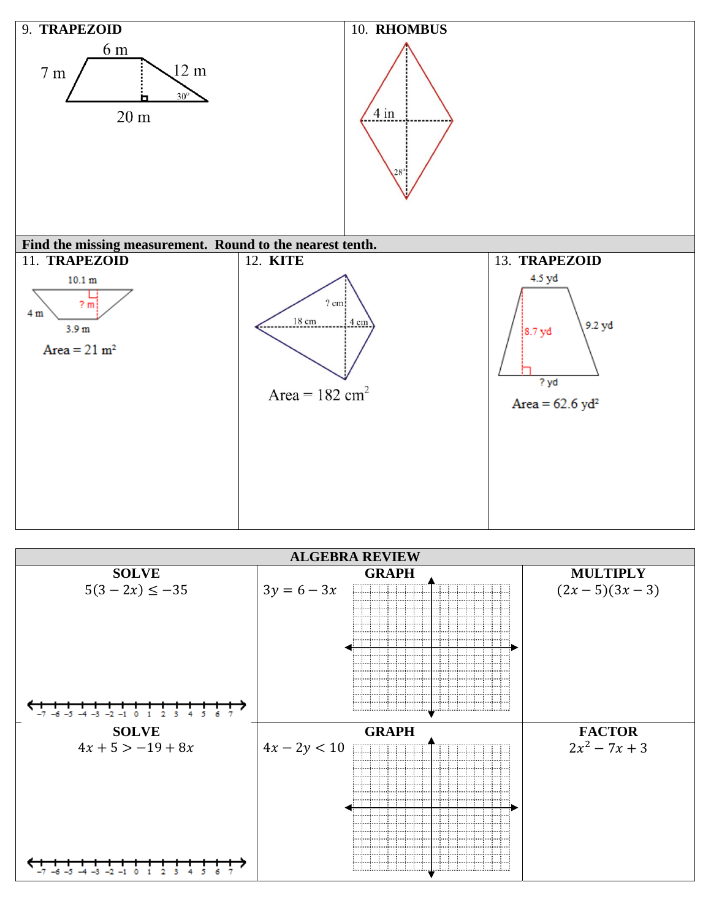**9. TRAPEZOID**

6 m

7 m

12 m

30°

20 m

**10. RHOMBUS**

4 in

28°

**Find the missing measurement. Round to the nearest tenth.**

**11. TRAPEZOID**

10.1 m

? m

4 m

3.9 m

Area = 21 m²

**12. KITE**

? cm

18 cm

4 cm

Area = 182 cm²

**13. TRAPEZOID**

4.5 yd

8.7 yd

9.2 yd

? yd

Area = 62.6 yd²

**ALGEBRA REVIEW**

| SOLVE | GRAPH | MULTIPLY |
|---|---|---|
| $5(3 - 2x) \leq -35$ | $3y = 6 - 3x$ | $(2x - 5)(3x - 3)$ |

| SOLVE | GRAPH | FACTOR |
|---|---|---|
| $4x + 5 > -19 + 8x$ | $4x - 2y < 10$ | $2x^2 - 7x + 3$ |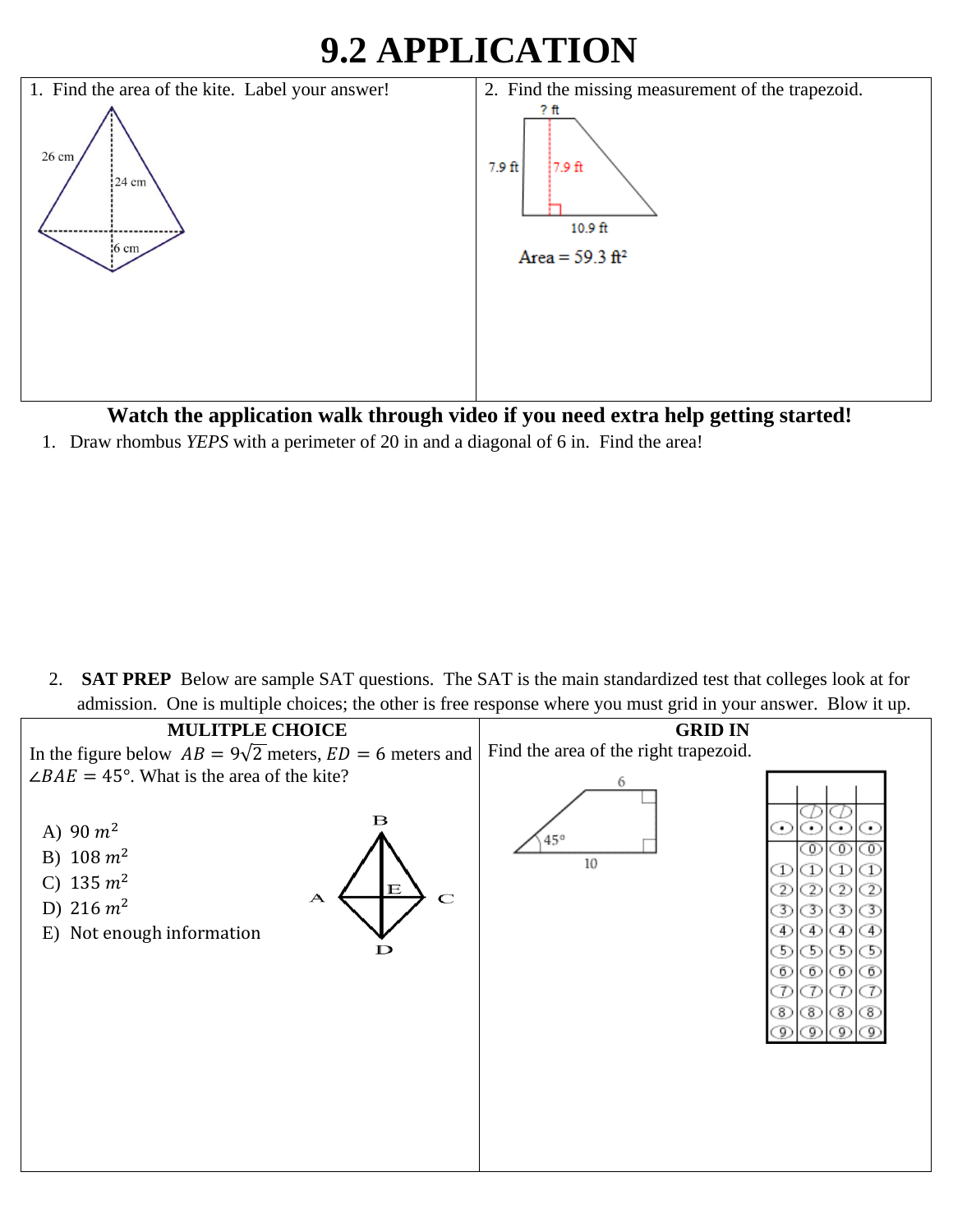# 9.2 APPLICATION

| 1. Find the area of the kite. Label your answer! | 2. Find the missing measurement of the trapezoid. |
|---|---|
| 26 cm, 24 cm, 6 cm | ? ft, 7.9 ft, 7.9 ft, 10.9 ft<br>Area = 59.3 ft² |

**Watch the application walk through video if you need extra help getting started!**

1. Draw rhombus *YEPS* with a perimeter of 20 in and a diagonal of 6 in. Find the area!

2. **SAT PREP** Below are sample SAT questions. The SAT is the main standardized test that colleges look at for admission. One is multiple choices; the other is free response where you must grid in your answer. Blow it up.

| MULITPLE CHOICE | GRID IN |
|---|---|
| In the figure below $AB = 9\sqrt{2}$ meters, $ED = 6$ meters and $\angle BAE = 45°$. What is the area of the kite?<br><br>A) 90 $m^2$<br>B) 108 $m^2$<br>C) 135 $m^2$<br>D) 216 $m^2$<br>E) Not enough information | Find the area of the right trapezoid.<br><br>6, 45°, 10 |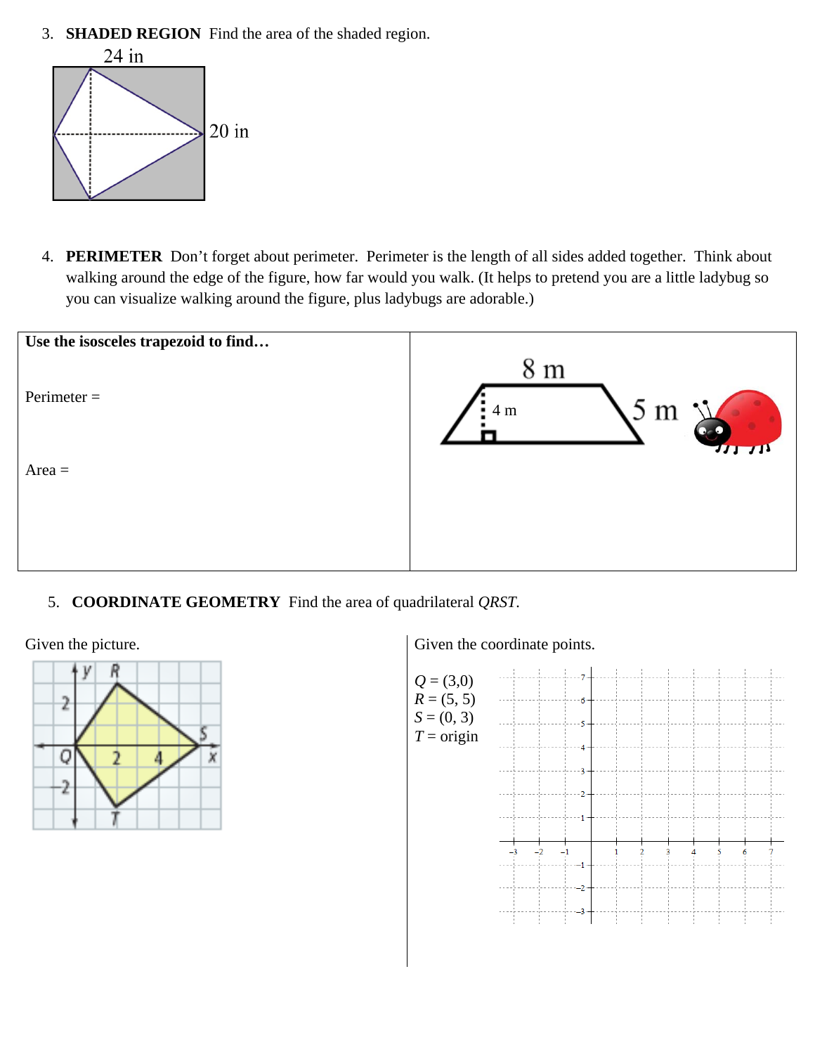3. **SHADED REGION** Find the area of the shaded region.

24 in

20 in

4. **PERIMETER** Don't forget about perimeter. Perimeter is the length of all sides added together. Think about walking around the edge of the figure, how far would you walk. (It helps to pretend you are a little ladybug so you can visualize walking around the figure, plus ladybugs are adorable.)

| | |
|---|---|
| **Use the isosceles trapezoid to find…**<br><br>Perimeter =<br><br>Area = | 8 m<br>4 m<br>5 m |

5. **COORDINATE GEOMETRY** Find the area of quadrilateral *QRST*.

Given the picture.

y R

2

S

Q 2 4 x

−2

T

Given the coordinate points.

$Q = (3,0)$
$R = (5, 5)$
$S = (0, 3)$
$T =$ origin